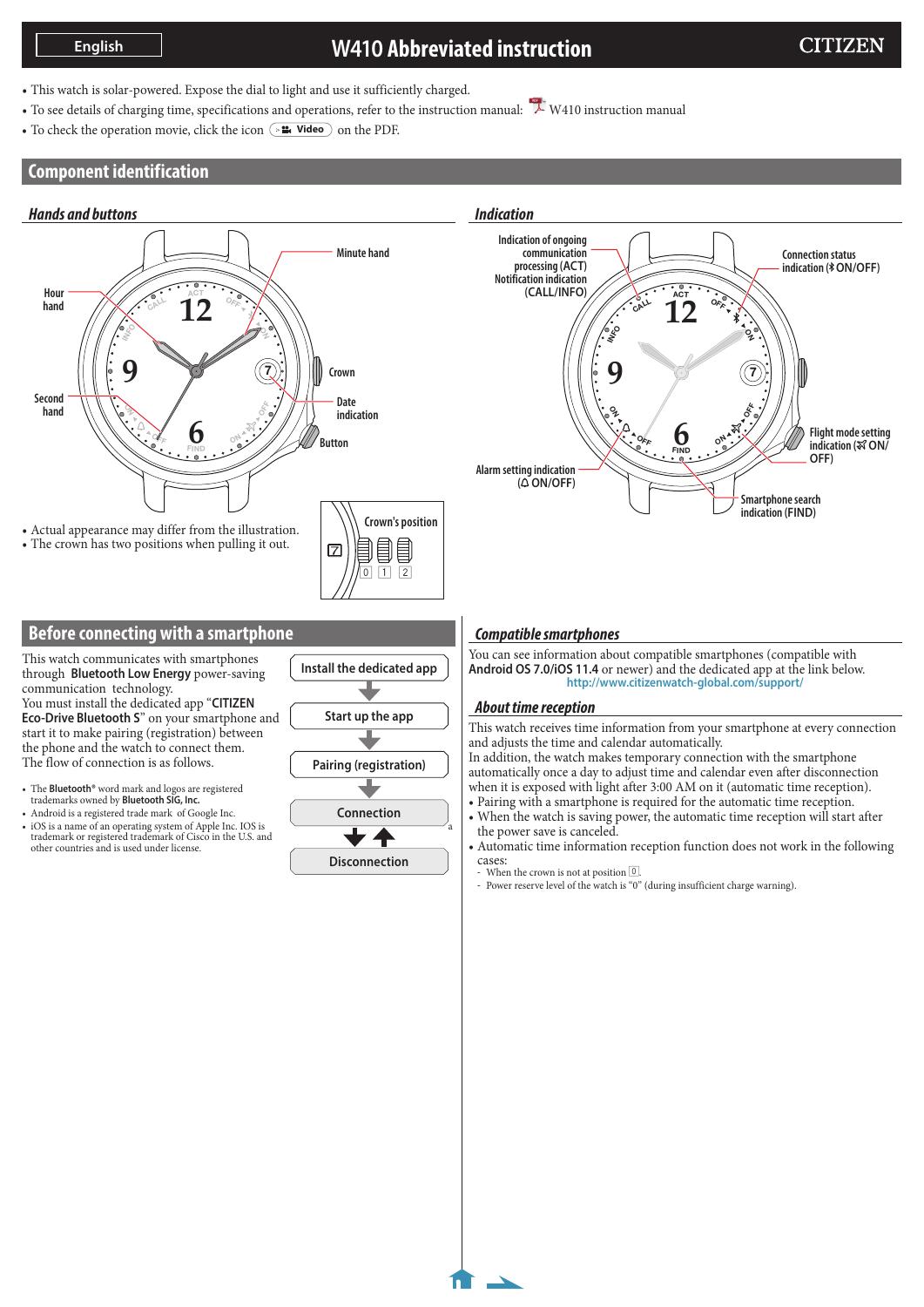English

# W410 Abbreviated instruction

CITIZEN

- This watch is solar-powered. Expose the dial to light and use it sufficiently charged.
- To see details of charging time, specifications and operations, refer to the instruction manual: W410 instruction manual
- To check the operation movie, click the icon Video on the PDF.

## Component identification

### Hands and buttons

Hour hand, Minute hand, Second hand, Crown, Date indication, Button

- Actual appearance may differ from the illustration.
- The crown has two positions when pulling it out.

Crown's position: 0 1 2

### Indication

- Indication of ongoing communication processing (ACT)
- Notification indication (CALL/INFO)
- Connection status indication (ON/OFF)
- Flight mode setting indication (ON/OFF)
- Alarm setting indication (ON/OFF)
- Smartphone search indication (FIND)

## Before connecting with a smartphone

This watch communicates with smartphones through **Bluetooth Low Energy** power-saving communication technology.
You must install the dedicated app "**CITIZEN Eco-Drive Bluetooth S**" on your smartphone and start it to make pairing (registration) between the phone and the watch to connect them.
The flow of connection is as follows.

1. Install the dedicated app
2. Start up the app
3. Pairing (registration)
4. Connection
5. Disconnection

- The **Bluetooth**® word mark and logos are registered trademarks owned by **Bluetooth SIG, Inc.**
- Android is a registered trade mark of Google Inc.
- iOS is a name of an operating system of Apple Inc. IOS is trademark or registered trademark of Cisco in the U.S. and other countries and is used under license.

### Compatible smartphones

You can see information about compatible smartphones (compatible with **Android OS 7.0/iOS 11.4** or newer) and the dedicated app at the link below.
http://www.citizenwatch-global.com/support/

### About time reception

This watch receives time information from your smartphone at every connection and adjusts the time and calendar automatically.
In addition, the watch makes temporary connection with the smartphone automatically once a day to adjust time and calendar even after disconnection when it is exposed with light after 3:00 AM on it (automatic time reception).

- Pairing with a smartphone is required for the automatic time reception.
- When the watch is saving power, the automatic time reception will start after the power save is canceled.
- Automatic time information reception function does not work in the following cases:
  - When the crown is not at position 0.
  - Power reserve level of the watch is "0" (during insufficient charge warning).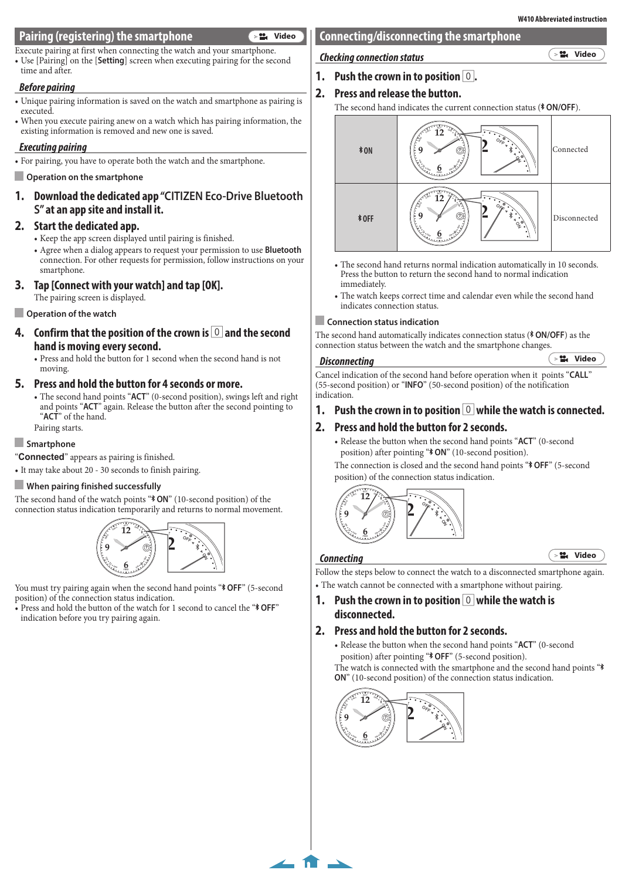## Pairing (registering) the smartphone

Video

Execute pairing at first when connecting the watch and your smartphone.

- Use [Pairing] on the [**Setting**] screen when executing pairing for the second time and after.

### *Before pairing*

- Unique pairing information is saved on the watch and smartphone as pairing is executed.
- When you execute pairing anew on a watch which has pairing information, the existing information is removed and new one is saved.

### *Executing pairing*

- For pairing, you have to operate both the watch and the smartphone.

#### Operation on the smartphone

**1. Download the dedicated app "CITIZEN Eco-Drive Bluetooth S" at an app site and install it.**

**2. Start the dedicated app.**

- Keep the app screen displayed until pairing is finished.
- Agree when a dialog appears to request your permission to use **Bluetooth** connection. For other requests for permission, follow instructions on your smartphone.

**3. Tap [Connect with your watch] and tap [OK].**

The pairing screen is displayed.

#### Operation of the watch

**4. Confirm that the position of the crown is 0 and the second hand is moving every second.**

- Press and hold the button for 1 second when the second hand is not moving.

**5. Press and hold the button for 4 seconds or more.**

- The second hand points "**ACT**" (0-second position), swings left and right and points "**ACT**" again. Release the button after the second pointing to "**ACT**" of the hand.

Pairing starts.

#### Smartphone

"**Connected**" appears as pairing is finished.

- It may take about 20 - 30 seconds to finish pairing.

#### When pairing finished successfully

The second hand of the watch points "ᛒ **ON**" (10-second position) of the connection status indication temporarily and returns to normal movement.

You must try pairing again when the second hand points "ᛒ **OFF**" (5-second position) of the connection status indication.

- Press and hold the button of the watch for 1 second to cancel the "ᛒ **OFF**" indication before you try pairing again.

## Connecting/disconnecting the smartphone

### *Checking connection status*

Video

**1. Push the crown in to position 0.**

**2. Press and release the button.**

The second hand indicates the current connection status (ᛒ **ON/OFF**).

| | | |
|---|---|---|
| ᛒ ON | | Connected |
| ᛒ OFF | | Disconnected |

- The second hand returns normal indication automatically in 10 seconds. Press the button to return the second hand to normal indication immediately.
- The watch keeps correct time and calendar even while the second hand indicates connection status.

#### Connection status indication

The second hand automatically indicates connection status (ᛒ **ON/OFF**) as the connection status between the watch and the smartphone changes.

### *Disconnecting*

Video

Cancel indication of the second hand before operation when it points "**CALL**" (55-second position) or "**INFO**" (50-second position) of the notification indication.

**1. Push the crown in to position 0 while the watch is connected.**

**2. Press and hold the button for 2 seconds.**

- Release the button when the second hand points "**ACT**" (0-second position) after pointing "ᛒ **ON**" (10-second position).

The connection is closed and the second hand points "ᛒ **OFF**" (5-second position) of the connection status indication.

### *Connecting*

Video

Follow the steps below to connect the watch to a disconnected smartphone again.

- The watch cannot be connected with a smartphone without pairing.

**1. Push the crown in to position 0 while the watch is disconnected.**

**2. Press and hold the button for 2 seconds.**

- Release the button when the second hand points "**ACT**" (0-second position) after pointing "ᛒ **OFF**" (5-second position).

The watch is connected with the smartphone and the second hand points "ᛒ **ON**" (10-second position) of the connection status indication.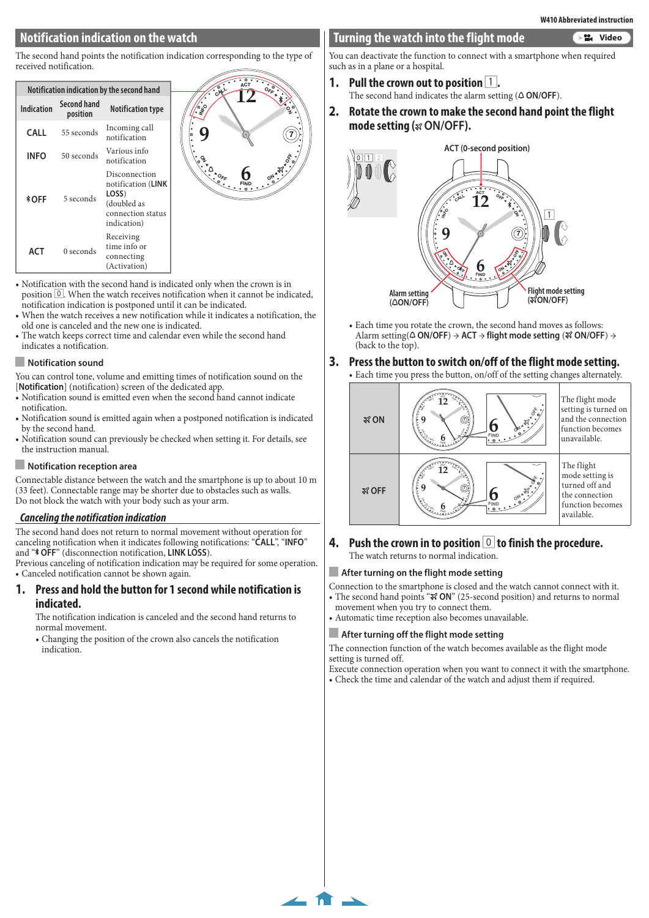## Notification indication on the watch

The second hand points the notification indication corresponding to the type of received notification.

| Notification indication by the second hand | | |
|---|---|---|
| Indication | Second hand position | Notification type |
| CALL | 55 seconds | Incoming call notification |
| INFO | 50 seconds | Various info notification |
| ✱OFF | 5 seconds | Disconnection notification (LINK LOSS) (doubled as connection status indication) |
| ACT | 0 seconds | Receiving time info or connecting (Activation) |

- Notification with the second hand is indicated only when the crown is in position 0. When the watch receives notification when it cannot be indicated, notification indication is postponed until it can be indicated.
- When the watch receives a new notification while it indicates a notification, the old one is canceled and the new one is indicated.
- The watch keeps correct time and calendar even while the second hand indicates a notification.

### Notification sound

You can control tone, volume and emitting times of notification sound on the [Notification] (notification) screen of the dedicated app.

- Notification sound is emitted even when the second hand cannot indicate notification.
- Notification sound is emitted again when a postponed notification is indicated by the second hand.
- Notification sound can previously be checked when setting it. For details, see the instruction manual.

### Notification reception area

Connectable distance between the watch and the smartphone is up to about 10 m (33 feet). Connectable range may be shorter due to obstacles such as walls.
Do not block the watch with your body such as your arm.

### *Canceling the notification indication*

The second hand does not return to normal movement without operation for canceling notification when it indicates following notifications: "CALL", "INFO" and "✱OFF" (disconnection notification, LINK LOSS).
Previous canceling of notification indication may be required for some operation.
- Canceled notification cannot be shown again.

**1. Press and hold the button for 1 second while notification is indicated.**

The notification indication is canceled and the second hand returns to normal movement.
- Changing the position of the crown also cancels the notification indication.

## Turning the watch into the flight mode

You can deactivate the function to connect with a smartphone when required such as in a plane or a hospital.

**1. Pull the crown out to position 1.**

The second hand indicates the alarm setting (⍾ ON/OFF).

**2. Rotate the crown to make the second hand point the flight mode setting (✈ ON/OFF).**

ACT (0-second position)

Alarm setting (⍾ON/OFF)

Flight mode setting (✈ON/OFF)

- Each time you rotate the crown, the second hand moves as follows:
Alarm setting(⍾ ON/OFF) → ACT → flight mode setting (✈ ON/OFF) → (back to the top).

**3. Press the button to switch on/off of the flight mode setting.**

- Each time you press the button, on/off of the setting changes alternately.

| | | |
|---|---|---|
| ✈ ON | | The flight mode setting is turned on and the connection function becomes unavailable. |
| ✈ OFF | | The flight mode setting is turned off and the connection function becomes available. |

**4. Push the crown in to position 0 to finish the procedure.**

The watch returns to normal indication.

### After turning on the flight mode setting

Connection to the smartphone is closed and the watch cannot connect with it.
- The second hand points "✈ ON" (25-second position) and returns to normal movement when you try to connect them.
- Automatic time reception also becomes unavailable.

### After turning off the flight mode setting

The connection function of the watch becomes available as the flight mode setting is turned off.
Execute connection operation when you want to connect it with the smartphone.
- Check the time and calendar of the watch and adjust them if required.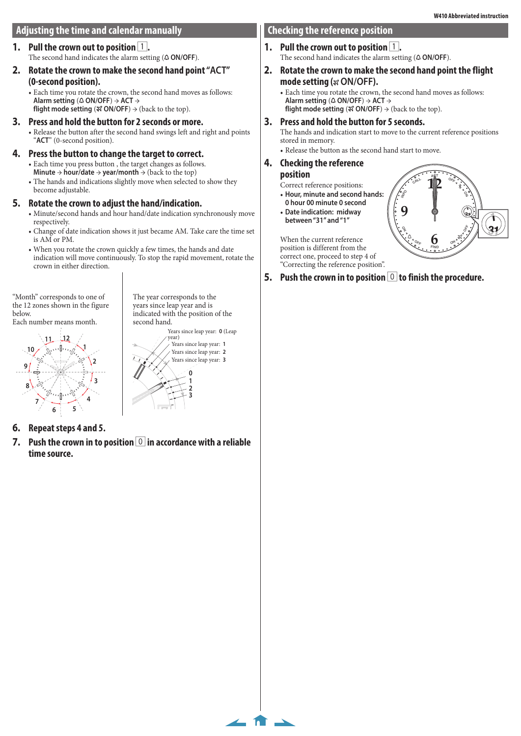## Adjusting the time and calendar manually

1. **Pull the crown out to position 1.**

   The second hand indicates the alarm setting (🔔 **ON/OFF**).

2. **Rotate the crown to make the second hand point "ACT" (0-second position).**
   - Each time you rotate the crown, the second hand moves as follows:
     **Alarm setting** (🔔 **ON/OFF**) → **ACT** →
     **flight mode setting** (✈ **ON/OFF**) → (back to the top).

3. **Press and hold the button for 2 seconds or more.**
   - Release the button after the second hand swings left and right and points "**ACT**" (0-second position).

4. **Press the button to change the target to correct.**
   - Each time you press button , the target changes as follows.
     **Minute** → **hour/date** → **year/month** → (back to the top)
   - The hands and indications slightly move when selected to show they become adjustable.

5. **Rotate the crown to adjust the hand/indication.**
   - Minute/second hands and hour hand/date indication synchronously move respectively.
   - Change of date indication shows it just became AM. Take care the time set is AM or PM.
   - When you rotate the crown quickly a few times, the hands and date indication will move continuously. To stop the rapid movement, rotate the crown in either direction.

"Month" corresponds to one of the 12 zones shown in the figure below.
Each number means month.

The year corresponds to the years since leap year and is indicated with the position of the second hand.

Years since leap year: **0** (Leap year)
Years since leap year: **1**
Years since leap year: **2**
Years since leap year: **3**

6. **Repeat steps 4 and 5.**

7. **Push the crown in to position 0 in accordance with a reliable time source.**

## Checking the reference position

1. **Pull the crown out to position 1.**

   The second hand indicates the alarm setting (🔔 **ON/OFF**).

2. **Rotate the crown to make the second hand point the flight mode setting (✈ ON/OFF).**
   - Each time you rotate the crown, the second hand moves as follows:
     **Alarm setting** (🔔 **ON/OFF**) → **ACT** →
     **flight mode setting** (✈ **ON/OFF**) → (back to the top).

3. **Press and hold the button for 5 seconds.**

   The hands and indication start to move to the current reference positions stored in memory.
   - Release the button as the second hand start to move.

4. **Checking the reference position**

   Correct reference positions:
   - **Hour, minute and second hands: 0 hour 00 minute 0 second**
   - **Date indication: midway between "31" and "1"**

   When the current reference position is different from the correct one, proceed to step 4 of "Correcting the reference position".

5. **Push the crown in to position 0 to finish the procedure.**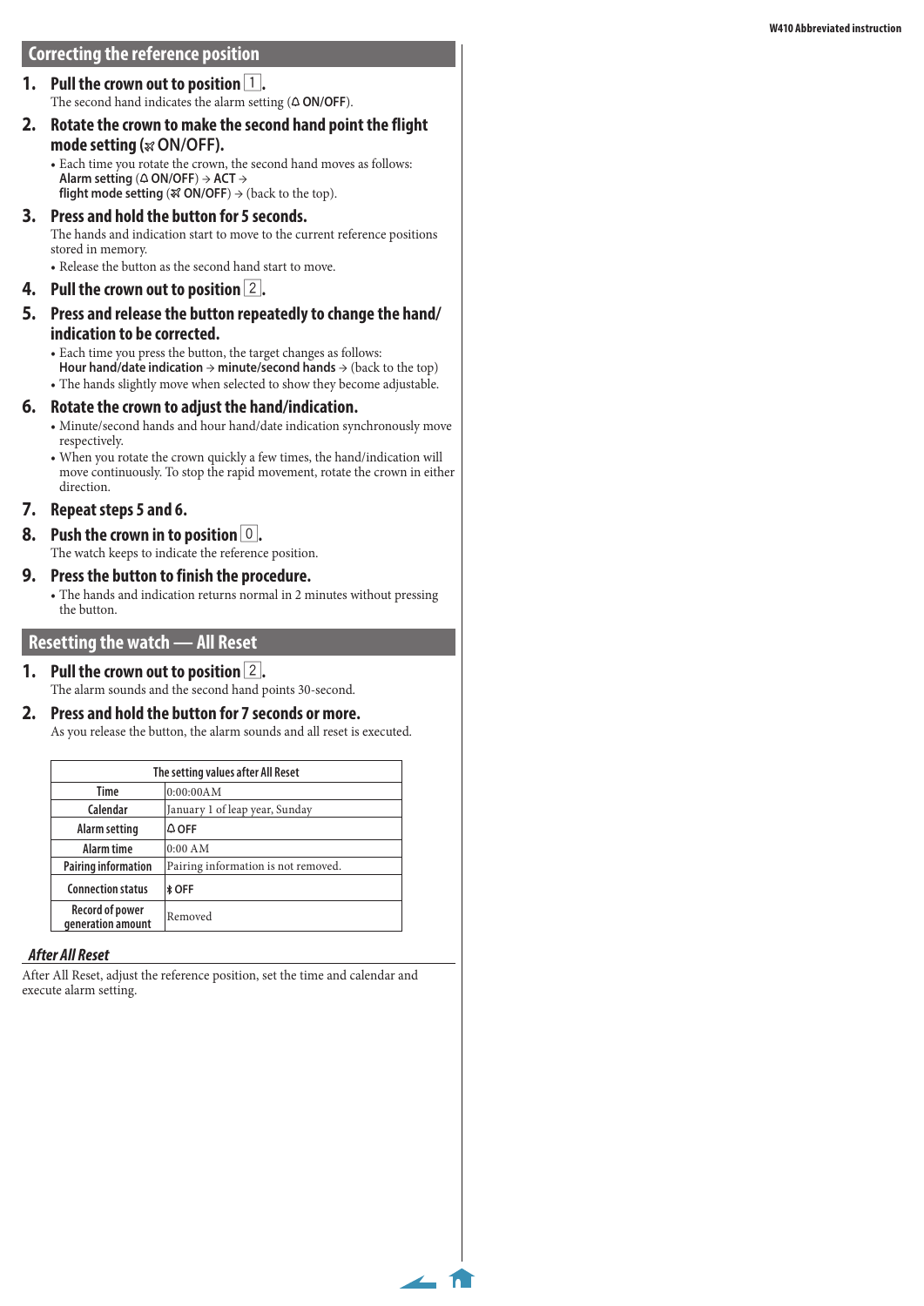## Correcting the reference position

1. **Pull the crown out to position 1.**
   The second hand indicates the alarm setting (🔔 ON/OFF).
2. **Rotate the crown to make the second hand point the flight mode setting (✈ ON/OFF).**
   - Each time you rotate the crown, the second hand moves as follows:
     **Alarm setting** (🔔 **ON/OFF**) → **ACT** →
     **flight mode setting** (✈ **ON/OFF**) → (back to the top).
3. **Press and hold the button for 5 seconds.**
   The hands and indication start to move to the current reference positions stored in memory.
   - Release the button as the second hand start to move.
4. **Pull the crown out to position 2.**
5. **Press and release the button repeatedly to change the hand/ indication to be corrected.**
   - Each time you press the button, the target changes as follows:
     **Hour hand/date indication** → **minute/second hands** → (back to the top)
   - The hands slightly move when selected to show they become adjustable.
6. **Rotate the crown to adjust the hand/indication.**
   - Minute/second hands and hour hand/date indication synchronously move respectively.
   - When you rotate the crown quickly a few times, the hand/indication will move continuously. To stop the rapid movement, rotate the crown in either direction.
7. **Repeat steps 5 and 6.**
8. **Push the crown in to position 0.**
   The watch keeps to indicate the reference position.
9. **Press the button to finish the procedure.**
   - The hands and indication returns normal in 2 minutes without pressing the button.

## Resetting the watch — All Reset

1. **Pull the crown out to position 2.**
   The alarm sounds and the second hand points 30-second.
2. **Press and hold the button for 7 seconds or more.**
   As you release the button, the alarm sounds and all reset is executed.

| The setting values after All Reset | |
|---|---|
| Time | 0:00:00AM |
| Calendar | January 1 of leap year, Sunday |
| Alarm setting | 🔔 OFF |
| Alarm time | 0:00 AM |
| Pairing information | Pairing information is not removed. |
| Connection status | ✱ OFF |
| Record of power generation amount | Removed |

### *After All Reset*

After All Reset, adjust the reference position, set the time and calendar and execute alarm setting.